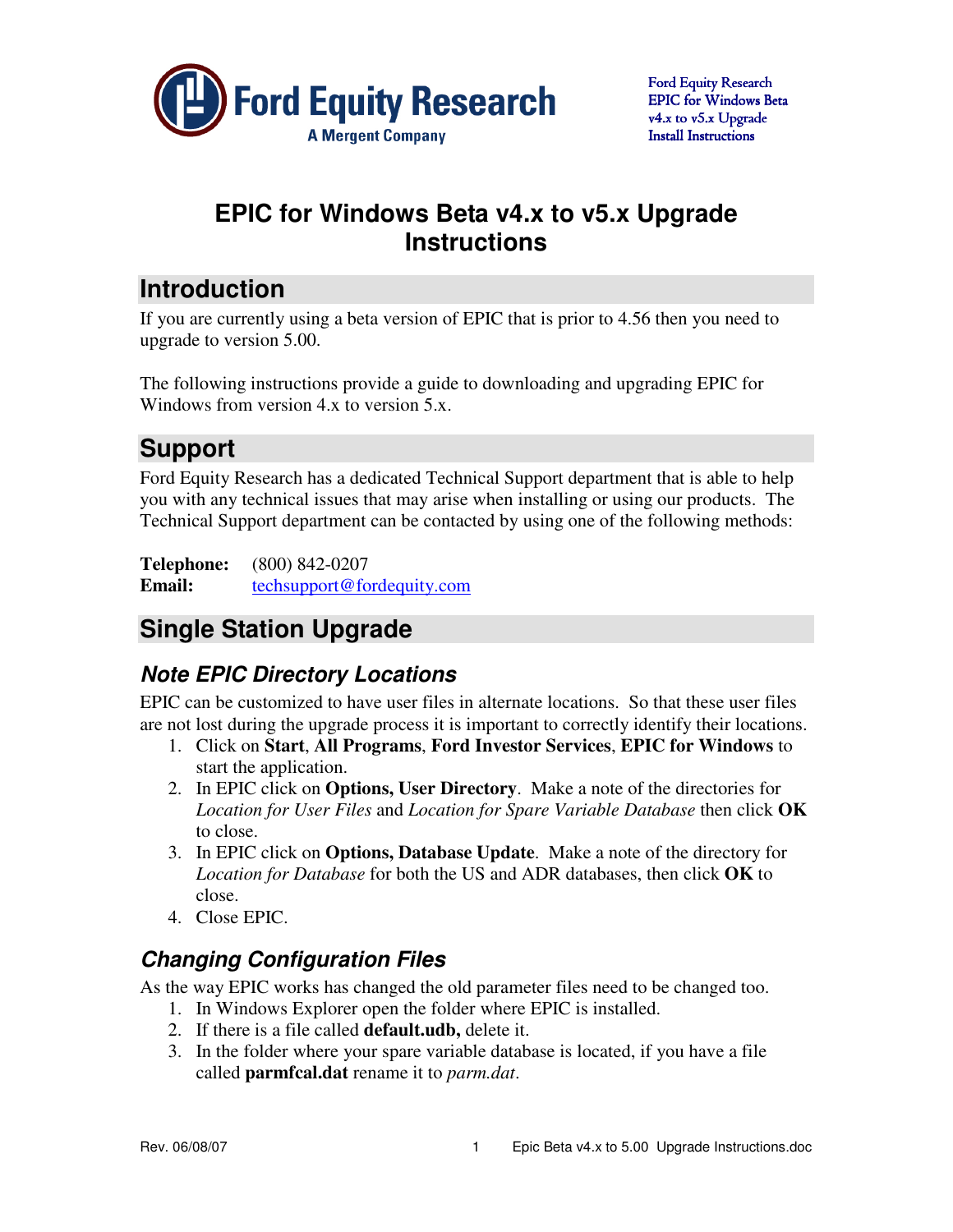# EPIC for Windows Beta v4.x to v5.x Upgrade Instructions

## Introduction

If you are currently using a beta version of EPIC that is prior to 4.56 then you need to upgrade to version 5.00.

The following instructions provide a guide to downloading and upgrading EPIC for Windows from version 4.x to version 5.x.

## Support

Ford Equity Research has a dedicated Technical Support department that is able to help you with any technical issues that may arise when installing or using our products. The Technical Support department can be contacted by using one of the following methods:

**Telephone:** (800) 842-0207
**Email:** techsupport@fordequity.com

## Single Station Upgrade

### Note EPIC Directory Locations

EPIC can be customized to have user files in alternate locations. So that these user files are not lost during the upgrade process it is important to correctly identify their locations.

1. Click on **Start**, **All Programs**, **Ford Investor Services**, **EPIC for Windows** to start the application.
2. In EPIC click on **Options, User Directory**. Make a note of the directories for *Location for User Files* and *Location for Spare Variable Database* then click **OK** to close.
3. In EPIC click on **Options, Database Update**. Make a note of the directory for *Location for Database* for both the US and ADR databases, then click **OK** to close.
4. Close EPIC.

### Changing Configuration Files

As the way EPIC works has changed the old parameter files need to be changed too.

1. In Windows Explorer open the folder where EPIC is installed.
2. If there is a file called **default.udb,** delete it.
3. In the folder where your spare variable database is located, if you have a file called **parmfcal.dat** rename it to *parm.dat*.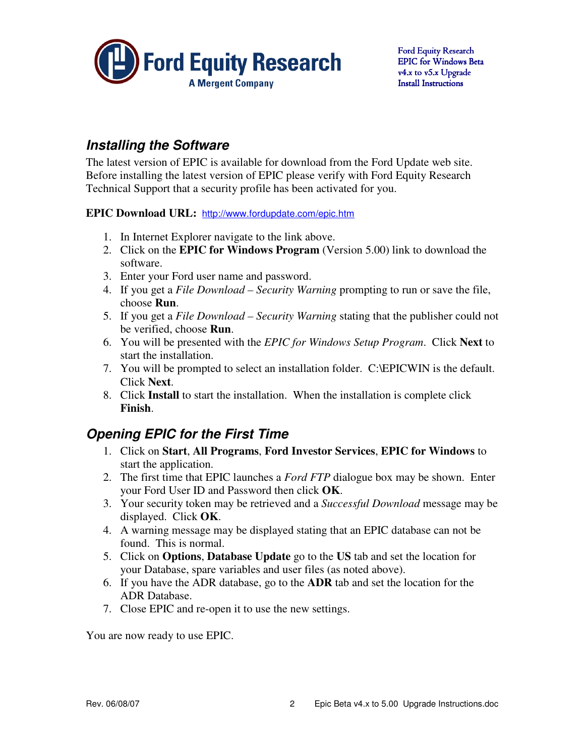## Installing the Software

The latest version of EPIC is available for download from the Ford Update web site. Before installing the latest version of EPIC please verify with Ford Equity Research Technical Support that a security profile has been activated for you.

**EPIC Download URL:** http://www.fordupdate.com/epic.htm

1. In Internet Explorer navigate to the link above.
2. Click on the **EPIC for Windows Program** (Version 5.00) link to download the software.
3. Enter your Ford user name and password.
4. If you get a *File Download – Security Warning* prompting to run or save the file, choose **Run**.
5. If you get a *File Download – Security Warning* stating that the publisher could not be verified, choose **Run**.
6. You will be presented with the *EPIC for Windows Setup Program*. Click **Next** to start the installation.
7. You will be prompted to select an installation folder. C:\EPICWIN is the default. Click **Next**.
8. Click **Install** to start the installation. When the installation is complete click **Finish**.

## Opening EPIC for the First Time

1. Click on **Start**, **All Programs**, **Ford Investor Services**, **EPIC for Windows** to start the application.
2. The first time that EPIC launches a *Ford FTP* dialogue box may be shown. Enter your Ford User ID and Password then click **OK**.
3. Your security token may be retrieved and a *Successful Download* message may be displayed. Click **OK**.
4. A warning message may be displayed stating that an EPIC database can not be found. This is normal.
5. Click on **Options**, **Database Update** go to the **US** tab and set the location for your Database, spare variables and user files (as noted above).
6. If you have the ADR database, go to the **ADR** tab and set the location for the ADR Database.
7. Close EPIC and re-open it to use the new settings.

You are now ready to use EPIC.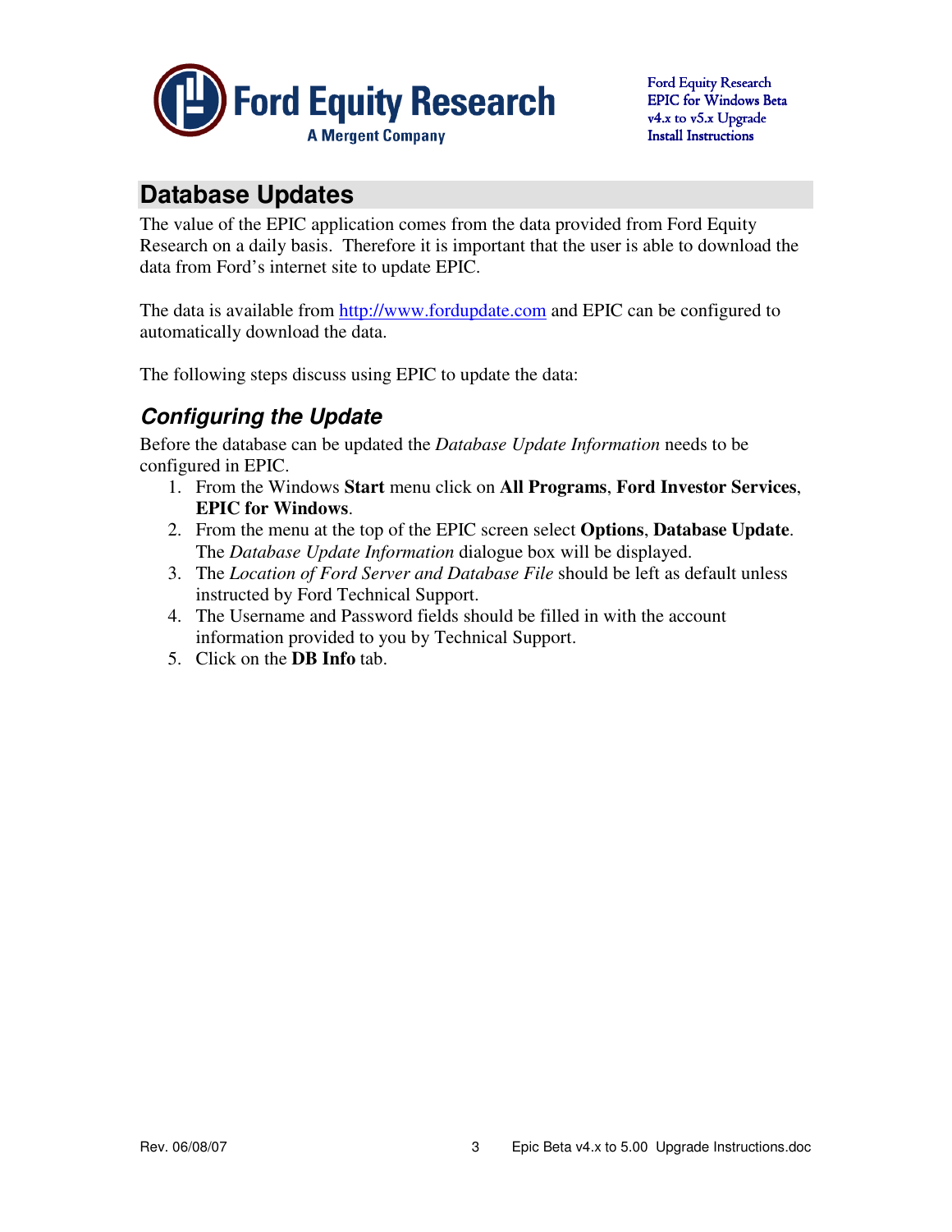## Database Updates

The value of the EPIC application comes from the data provided from Ford Equity Research on a daily basis. Therefore it is important that the user is able to download the data from Ford's internet site to update EPIC.

The data is available from http://www.fordupdate.com and EPIC can be configured to automatically download the data.

The following steps discuss using EPIC to update the data:

### *Configuring the Update*

Before the database can be updated the *Database Update Information* needs to be configured in EPIC.

1. From the Windows **Start** menu click on **All Programs**, **Ford Investor Services**, **EPIC for Windows**.
2. From the menu at the top of the EPIC screen select **Options**, **Database Update**. The *Database Update Information* dialogue box will be displayed.
3. The *Location of Ford Server and Database File* should be left as default unless instructed by Ford Technical Support.
4. The Username and Password fields should be filled in with the account information provided to you by Technical Support.
5. Click on the **DB Info** tab.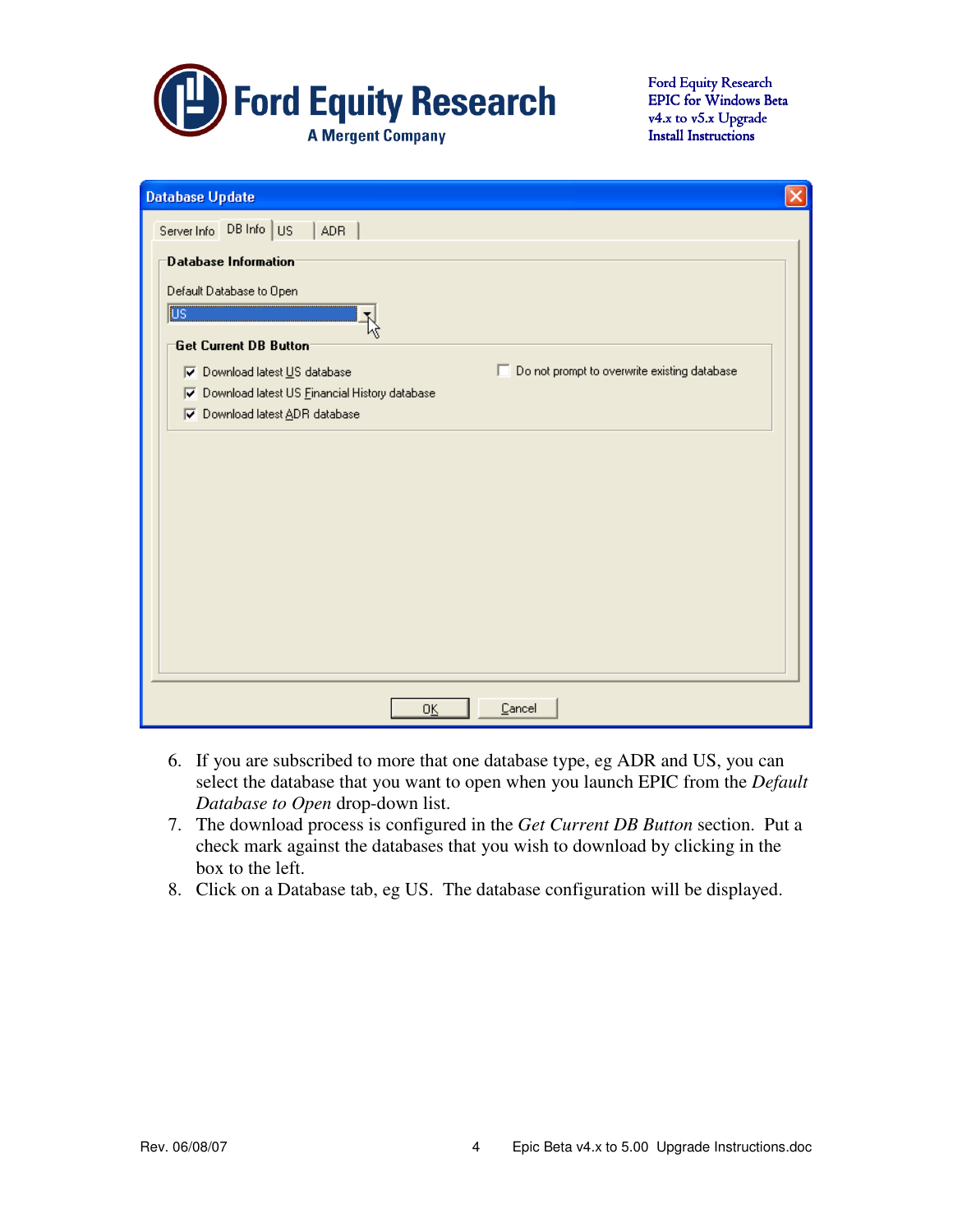6. If you are subscribed to more that one database type, eg ADR and US, you can select the database that you want to open when you launch EPIC from the *Default Database to Open* drop-down list.
7. The download process is configured in the *Get Current DB Button* section. Put a check mark against the databases that you wish to download by clicking in the box to the left.
8. Click on a Database tab, eg US. The database configuration will be displayed.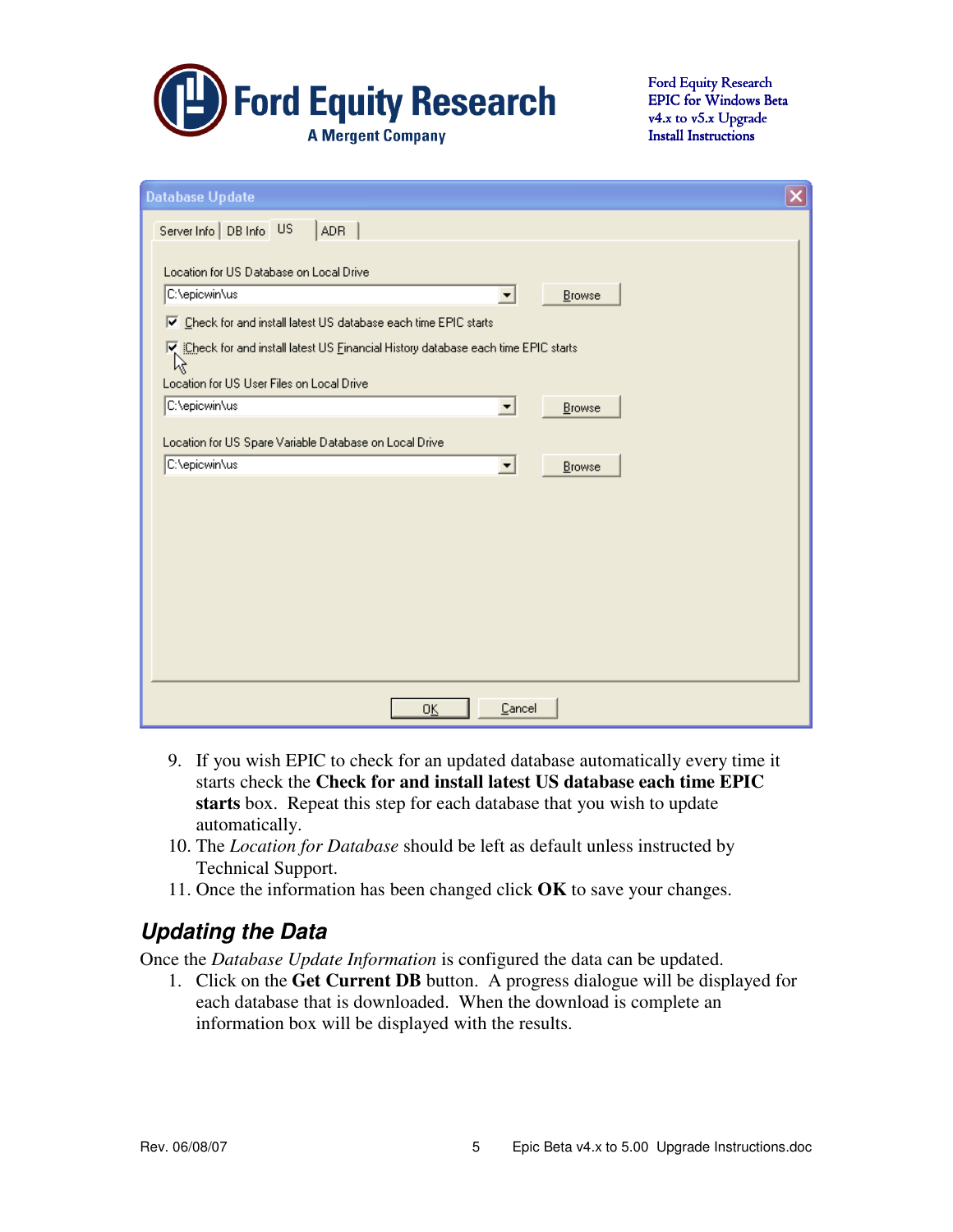9. If you wish EPIC to check for an updated database automatically every time it starts check the **Check for and install latest US database each time EPIC starts** box. Repeat this step for each database that you wish to update automatically.
10. The *Location for Database* should be left as default unless instructed by Technical Support.
11. Once the information has been changed click **OK** to save your changes.

## Updating the Data

Once the *Database Update Information* is configured the data can be updated.

1. Click on the **Get Current DB** button. A progress dialogue will be displayed for each database that is downloaded. When the download is complete an information box will be displayed with the results.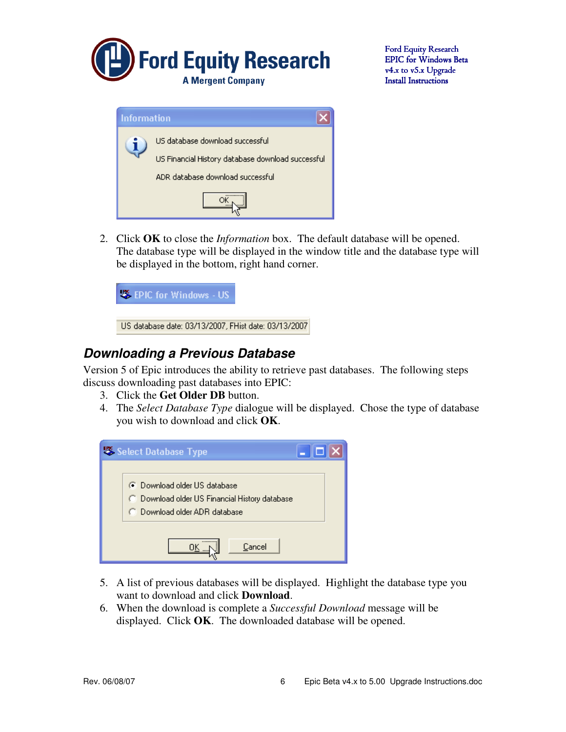2. Click **OK** to close the *Information* box. The default database will be opened. The database type will be displayed in the window title and the database type will be displayed in the bottom, right hand corner.

## ***Downloading a Previous Database***

Version 5 of Epic introduces the ability to retrieve past databases. The following steps discuss downloading past databases into EPIC:

3. Click the **Get Older DB** button.
4. The *Select Database Type* dialogue will be displayed. Chose the type of database you wish to download and click **OK**.

5. A list of previous databases will be displayed. Highlight the database type you want to download and click **Download**.
6. When the download is complete a *Successful Download* message will be displayed. Click **OK**. The downloaded database will be opened.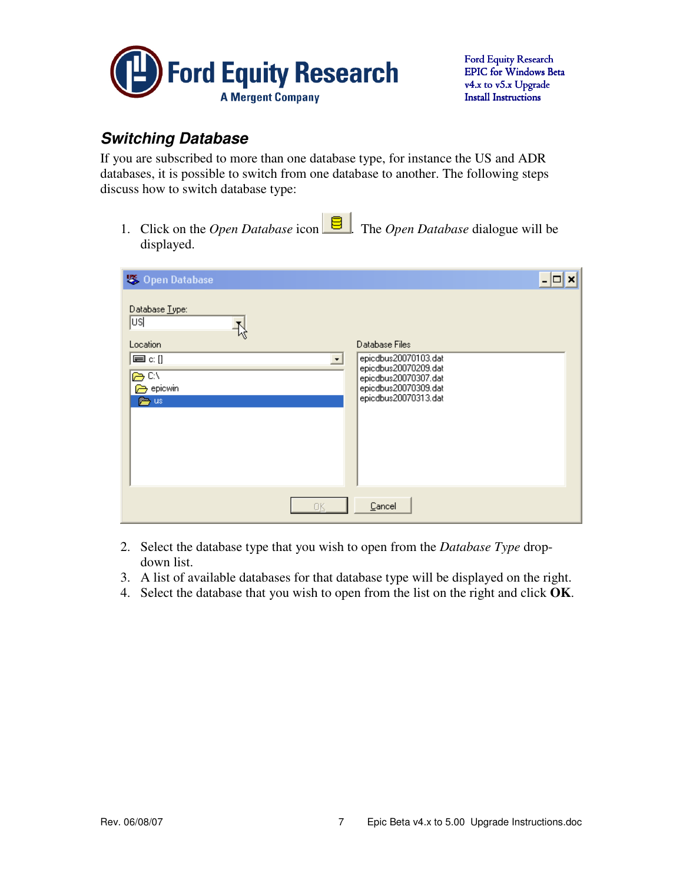## *Switching Database*

If you are subscribed to more than one database type, for instance the US and ADR databases, it is possible to switch from one database to another. The following steps discuss how to switch database type:

1. Click on the *Open Database* icon . The *Open Database* dialogue will be displayed.

2. Select the database type that you wish to open from the *Database Type* drop-down list.
3. A list of available databases for that database type will be displayed on the right.
4. Select the database that you wish to open from the list on the right and click **OK**.